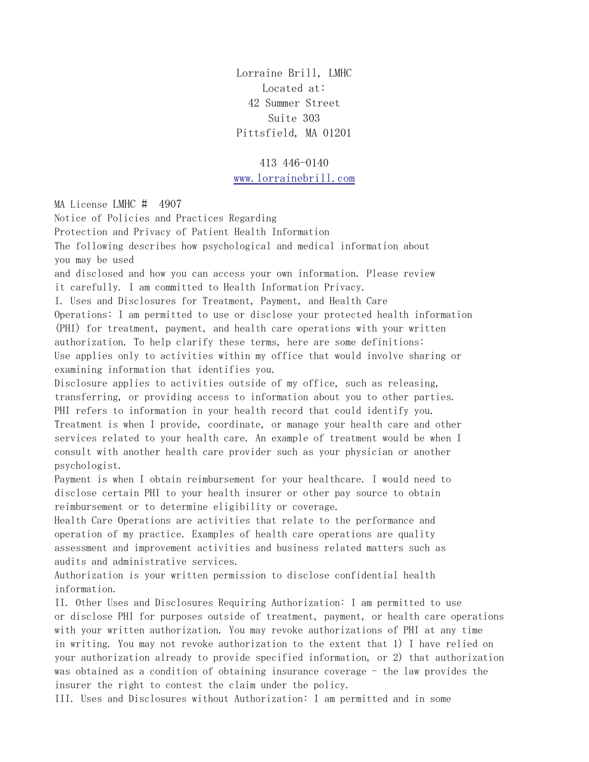Lorraine Brill, LMHC
Located at:
42 Summer Street
Suite 303
Pittsfield, MA 01201

413 446-0140
[www.lorrainebrill.com](http://www.lorrainebrill.com)

MA License LMHC # 4907

Notice of Policies and Practices Regarding
Protection and Privacy of Patient Health Information

The following describes how psychological and medical information about you may be used and disclosed and how you can access your own information. Please review it carefully. I am committed to Health Information Privacy.

I. Uses and Disclosures for Treatment, Payment, and Health Care Operations: I am permitted to use or disclose your protected health information (PHI) for treatment, payment, and health care operations with your written authorization. To help clarify these terms, here are some definitions:

Use applies only to activities within my office that would involve sharing or examining information that identifies you.

Disclosure applies to activities outside of my office, such as releasing, transferring, or providing access to information about you to other parties.

PHI refers to information in your health record that could identify you.

Treatment is when I provide, coordinate, or manage your health care and other services related to your health care. An example of treatment would be when I consult with another health care provider such as your physician or another psychologist.

Payment is when I obtain reimbursement for your healthcare. I would need to disclose certain PHI to your health insurer or other pay source to obtain reimbursement or to determine eligibility or coverage.

Health Care Operations are activities that relate to the performance and operation of my practice. Examples of health care operations are quality assessment and improvement activities and business related matters such as audits and administrative services.

Authorization is your written permission to disclose confidential health information.

II. Other Uses and Disclosures Requiring Authorization: I am permitted to use or disclose PHI for purposes outside of treatment, payment, or health care operations with your written authorization. You may revoke authorizations of PHI at any time in writing. You may not revoke authorization to the extent that 1) I have relied on your authorization already to provide specified information, or 2) that authorization was obtained as a condition of obtaining insurance coverage - the law provides the insurer the right to contest the claim under the policy.

III. Uses and Disclosures without Authorization: I am permitted and in some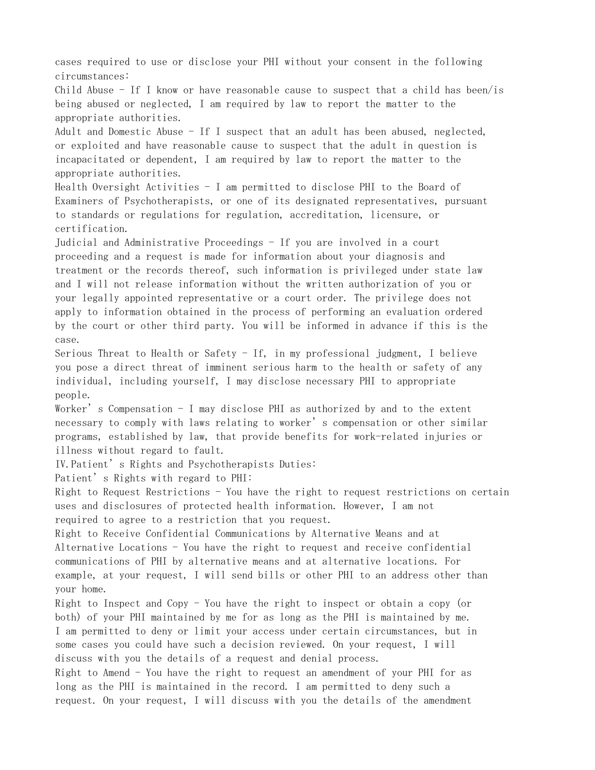cases required to use or disclose your PHI without your consent in the following circumstances:

Child Abuse - If I know or have reasonable cause to suspect that a child has been/is being abused or neglected, I am required by law to report the matter to the appropriate authorities.

Adult and Domestic Abuse - If I suspect that an adult has been abused, neglected, or exploited and have reasonable cause to suspect that the adult in question is incapacitated or dependent, I am required by law to report the matter to the appropriate authorities.

Health Oversight Activities - I am permitted to disclose PHI to the Board of Examiners of Psychotherapists, or one of its designated representatives, pursuant to standards or regulations for regulation, accreditation, licensure, or certification.

Judicial and Administrative Proceedings - If you are involved in a court proceeding and a request is made for information about your diagnosis and treatment or the records thereof, such information is privileged under state law and I will not release information without the written authorization of you or your legally appointed representative or a court order. The privilege does not apply to information obtained in the process of performing an evaluation ordered by the court or other third party. You will be informed in advance if this is the case.

Serious Threat to Health or Safety - If, in my professional judgment, I believe you pose a direct threat of imminent serious harm to the health or safety of any individual, including yourself, I may disclose necessary PHI to appropriate people.

Worker's Compensation - I may disclose PHI as authorized by and to the extent necessary to comply with laws relating to worker's compensation or other similar programs, established by law, that provide benefits for work-related injuries or illness without regard to fault.

IV. Patient's Rights and Psychotherapists Duties:

Patient's Rights with regard to PHI:

Right to Request Restrictions - You have the right to request restrictions on certain uses and disclosures of protected health information. However, I am not required to agree to a restriction that you request.

Right to Receive Confidential Communications by Alternative Means and at Alternative Locations - You have the right to request and receive confidential communications of PHI by alternative means and at alternative locations. For example, at your request, I will send bills or other PHI to an address other than your home.

Right to Inspect and Copy - You have the right to inspect or obtain a copy (or both) of your PHI maintained by me for as long as the PHI is maintained by me. I am permitted to deny or limit your access under certain circumstances, but in some cases you could have such a decision reviewed. On your request, I will discuss with you the details of a request and denial process.

Right to Amend - You have the right to request an amendment of your PHI for as long as the PHI is maintained in the record. I am permitted to deny such a request. On your request, I will discuss with you the details of the amendment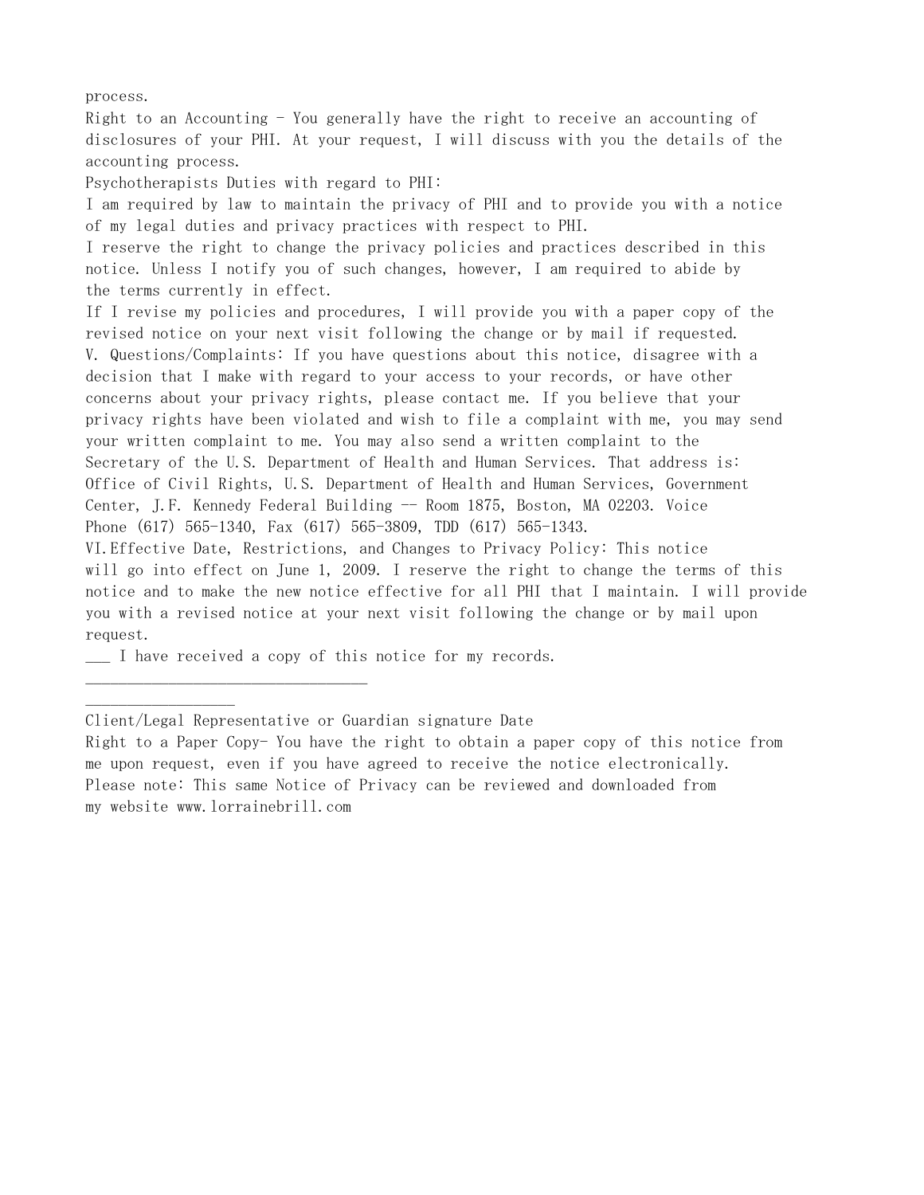process.

Right to an Accounting - You generally have the right to receive an accounting of disclosures of your PHI. At your request, I will discuss with you the details of the accounting process.

Psychotherapists Duties with regard to PHI:

I am required by law to maintain the privacy of PHI and to provide you with a notice of my legal duties and privacy practices with respect to PHI.

I reserve the right to change the privacy policies and practices described in this notice. Unless I notify you of such changes, however, I am required to abide by the terms currently in effect.

If I revise my policies and procedures, I will provide you with a paper copy of the revised notice on your next visit following the change or by mail if requested.

V. Questions/Complaints: If you have questions about this notice, disagree with a decision that I make with regard to your access to your records, or have other concerns about your privacy rights, please contact me. If you believe that your privacy rights have been violated and wish to file a complaint with me, you may send your written complaint to me. You may also send a written complaint to the Secretary of the U.S. Department of Health and Human Services. That address is: Office of Civil Rights, U.S. Department of Health and Human Services, Government Center, J.F. Kennedy Federal Building -- Room 1875, Boston, MA 02203. Voice Phone (617) 565-1340, Fax (617) 565-3809, TDD (617) 565-1343.

VI.Effective Date, Restrictions, and Changes to Privacy Policy: This notice will go into effect on June 1, 2009. I reserve the right to change the terms of this notice and to make the new notice effective for all PHI that I maintain. I will provide you with a revised notice at your next visit following the change or by mail upon request.

___ I have received a copy of this notice for my records.

__________________________________

__________________

Client/Legal Representative or Guardian signature Date

Right to a Paper Copy- You have the right to obtain a paper copy of this notice from me upon request, even if you have agreed to receive the notice electronically.

Please note: This same Notice of Privacy can be reviewed and downloaded from my website www.lorrainebrill.com